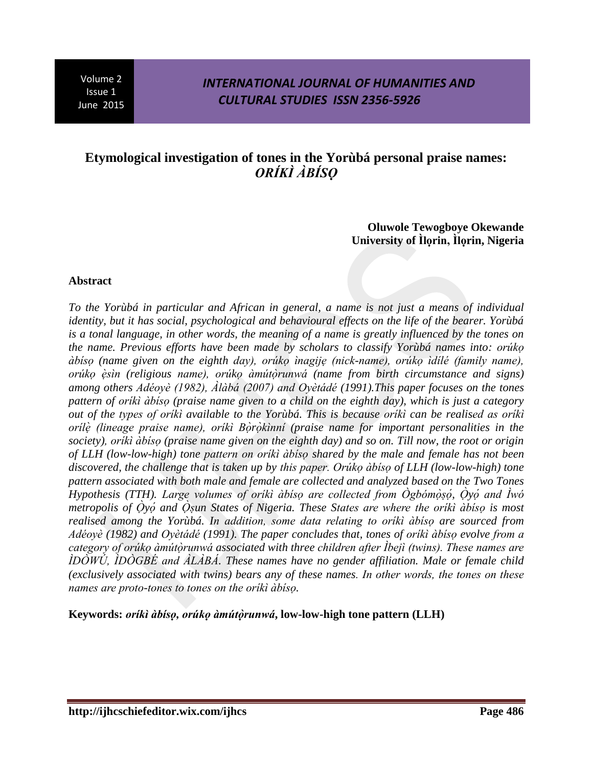# Etymological investigation of tones in the Yorùbá personal praise names: *ORÍKÌ ÀBÍSỌ*

**Oluwole Tewogboye Okewande**
**University of Ìlọrin, Ìlọrin, Nigeria**

## Abstract

*To the Yorùbá in particular and African in general, a name is not just a means of individual identity, but it has social, psychological and behavioural effects on the life of the bearer. Yorùbá is a tonal language, in other words, the meaning of a name is greatly influenced by the tones on the name. Previous efforts have been made by scholars to classify Yorùbá names into: orúkọ àbísọ (name given on the eighth day), orúkọ ìnagijẹ (nick-name), orúkọ ìdílé (family name), orúkọ ẹ̀sìn (religious name), orúkọ àmútọ̀runwá (name from birth circumstance and signs) among others Adéoyè (1982), Àlàbá (2007) and Oyètádé (1991).This paper focuses on the tones pattern of oríkì àbísọ (praise name given to a child on the eighth day), which is just a category out of the types of oríkì available to the Yorùbá. This is because oríkì can be realised as oríkì orílẹ̀ (lineage praise name), oríkì Bọ̀rọ̀kìnní (praise name for important personalities in the society), oríkì àbísọ (praise name given on the eighth day) and so on. Till now, the root or origin of LLH (low-low-high) tone pattern on oríkì àbísọ shared by the male and female has not been discovered, the challenge that is taken up by this paper. Orúkọ àbísọ of LLH (low-low-high) tone pattern associated with both male and female are collected and analyzed based on the Two Tones Hypothesis (TTH). Large volumes of oríkì àbísọ are collected from Ògbómọ̀ṣọ́, Ọ̀yọ́ and Ìwó metropolis of Ọ̀yọ́ and Ọ̀ṣun States of Nigeria. These States are where the oríkì àbísọ is most realised among the Yorùbá. In addition, some data relating to oríkì àbísọ are sourced from Adéoyè (1982) and Oyètádé (1991). The paper concludes that, tones of oríkì àbísọ evolve from a category of orúkọ àmútọ̀runwá associated with three children after Ìbejì (twins). These names are ÌDÒWÚ, ÌDÒGBÉ and ÀLÀBÁ. These names have no gender affiliation. Male or female child (exclusively associated with twins) bears any of these names. In other words, the tones on these names are proto-tones to tones on the oríkì àbísọ.*

**Keywords:** ***oríkì àbísọ*, *orúkọ àmútọ̀runwá*, low-low-high tone pattern (LLH)**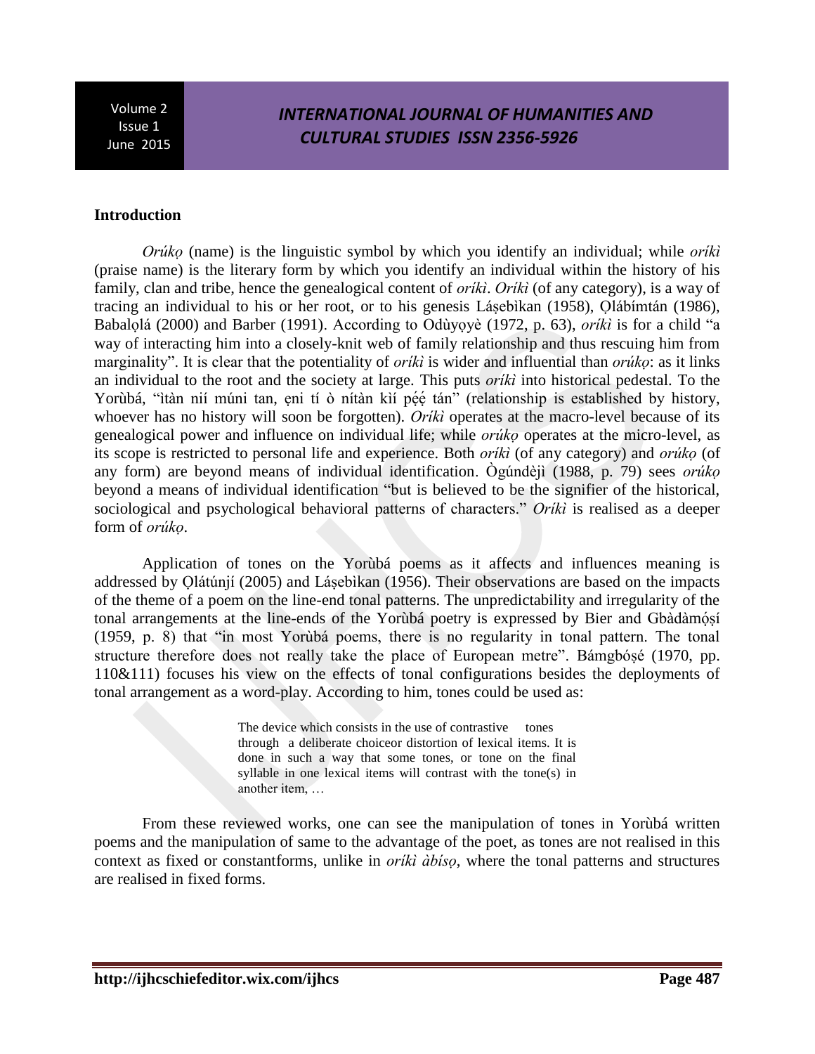## Introduction

*Orúkọ* (name) is the linguistic symbol by which you identify an individual; while *oríkì* (praise name) is the literary form by which you identify an individual within the history of his family, clan and tribe, hence the genealogical content of *oríkì*. *Oríkì* (of any category), is a way of tracing an individual to his or her root, or to his genesis Láṣebìkan (1958), Ọlábímtán (1986), Babalọlá (2000) and Barber (1991). According to Odùyọyè (1972, p. 63), *oríkì* is for a child "a way of interacting him into a closely-knit web of family relationship and thus rescuing him from marginality". It is clear that the potentiality of *oríkì* is wider and influential than *orúkọ*: as it links an individual to the root and the society at large. This puts *oríkì* into historical pedestal. To the Yorùbá, "ìtàn níí múni tan, ẹni tí ò nítàn kìí pẹ́ẹ́ tán" (relationship is established by history, whoever has no history will soon be forgotten). *Oríkì* operates at the macro-level because of its genealogical power and influence on individual life; while *orúkọ* operates at the micro-level, as its scope is restricted to personal life and experience. Both *oríkì* (of any category) and *orúkọ* (of any form) are beyond means of individual identification. Ògúndèjì (1988, p. 79) sees *orúkọ* beyond a means of individual identification "but is believed to be the signifier of the historical, sociological and psychological behavioral patterns of characters." *Oríkì* is realised as a deeper form of *orúkọ*.

Application of tones on the Yorùbá poems as it affects and influences meaning is addressed by Ọlátúnjí (2005) and Láṣebìkan (1956). Their observations are based on the impacts of the theme of a poem on the line-end tonal patterns. The unpredictability and irregularity of the tonal arrangements at the line-ends of the Yorùbá poetry is expressed by Bier and Gbàdàmọ́ṣí (1959, p. 8) that "in most Yorùbá poems, there is no regularity in tonal pattern. The tonal structure therefore does not really take the place of European metre". Bámgbóṣé (1970, pp. 110&111) focuses his view on the effects of tonal configurations besides the deployments of tonal arrangement as a word-play. According to him, tones could be used as:

> The device which consists in the use of contrastive tones through a deliberate choiceor distortion of lexical items. It is done in such a way that some tones, or tone on the final syllable in one lexical items will contrast with the tone(s) in another item, …

From these reviewed works, one can see the manipulation of tones in Yorùbá written poems and the manipulation of same to the advantage of the poet, as tones are not realised in this context as fixed or constantforms, unlike in *oríkì àbísọ*, where the tonal patterns and structures are realised in fixed forms.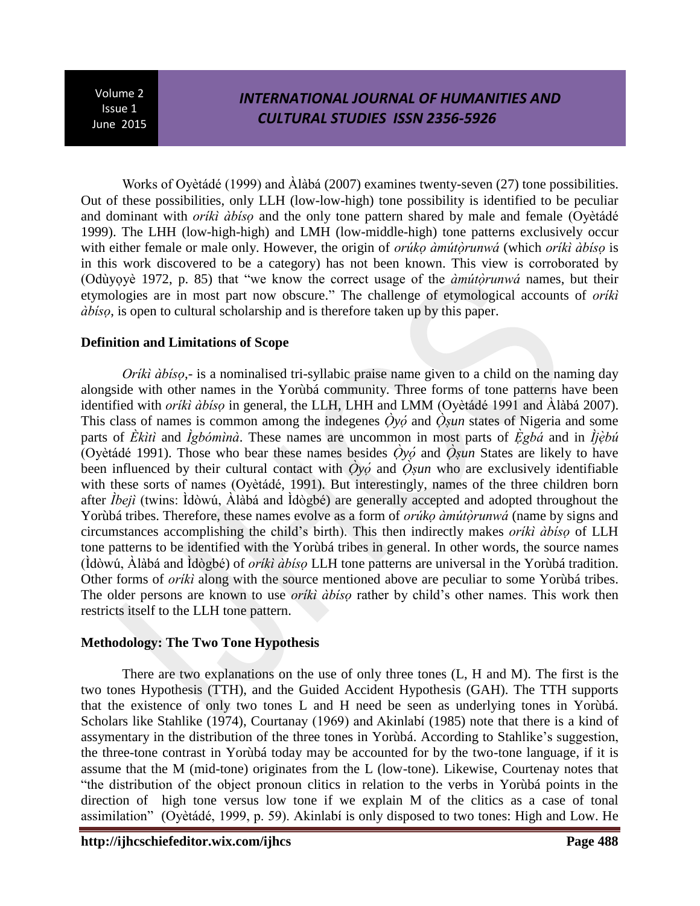Works of Oyètádé (1999) and Àlàbá (2007) examines twenty-seven (27) tone possibilities. Out of these possibilities, only LLH (low-low-high) tone possibility is identified to be peculiar and dominant with *oríkì àbísọ* and the only tone pattern shared by male and female (Oyètádé 1999). The LHH (low-high-high) and LMH (low-middle-high) tone patterns exclusively occur with either female or male only. However, the origin of *orúkọ àmútọ̀runwá* (which *oríkì àbísọ* is in this work discovered to be a category) has not been known. This view is corroborated by (Odùyọyè 1972, p. 85) that "we know the correct usage of the *àmútọ̀runwá* names, but their etymologies are in most part now obscure." The challenge of etymological accounts of *oríkì àbísọ*, is open to cultural scholarship and is therefore taken up by this paper.

## Definition and Limitations of Scope

*Oríkì àbísọ*,- is a nominalised tri-syllabic praise name given to a child on the naming day alongside with other names in the Yorùbá community. Three forms of tone patterns have been identified with *oríkì àbísọ* in general, the LLH, LHH and LMM (Oyètádé 1991 and Àlàbá 2007). This class of names is common among the indegenes *Ọ̀yọ́* and *Ọ̀ṣun* states of Nigeria and some parts of *Èkìtì* and *Ìgbómìnà*. These names are uncommon in most parts of *Ẹ̀gbá* and in *Ìjẹ̀bú* (Oyètádé 1991). Those who bear these names besides *Ọ̀yọ́* and *Ọ̀ṣun* States are likely to have been influenced by their cultural contact with *Ọ̀yọ́* and *Ọ̀ṣun* who are exclusively identifiable with these sorts of names (Oyètádé, 1991). But interestingly, names of the three children born after *Ìbejì* (twins: Ìdòwú, Àlàbá and Ìdògbé) are generally accepted and adopted throughout the Yorùbá tribes. Therefore, these names evolve as a form of *orúkọ àmútọ̀runwá* (name by signs and circumstances accomplishing the child's birth). This then indirectly makes *oríkì àbísọ* of LLH tone patterns to be identified with the Yorùbá tribes in general. In other words, the source names (Ìdòwú, Àlàbá and Ìdògbé) of *oríkì àbísọ* LLH tone patterns are universal in the Yorùbá tradition. Other forms of *oríkì* along with the source mentioned above are peculiar to some Yorùbá tribes. The older persons are known to use *oríkì àbísọ* rather by child's other names. This work then restricts itself to the LLH tone pattern.

## Methodology: The Two Tone Hypothesis

There are two explanations on the use of only three tones (L, H and M). The first is the two tones Hypothesis (TTH), and the Guided Accident Hypothesis (GAH). The TTH supports that the existence of only two tones L and H need be seen as underlying tones in Yorùbá. Scholars like Stahlike (1974), Courtanay (1969) and Akinlabí (1985) note that there is a kind of assymentary in the distribution of the three tones in Yorùbá. According to Stahlike's suggestion, the three-tone contrast in Yorùbá today may be accounted for by the two-tone language, if it is assume that the M (mid-tone) originates from the L (low-tone). Likewise, Courtenay notes that "the distribution of the object pronoun clitics in relation to the verbs in Yorùbá points in the direction of high tone versus low tone if we explain M of the clitics as a case of tonal assimilation" (Oyètádé, 1999, p. 59). Akinlabí is only disposed to two tones: High and Low. He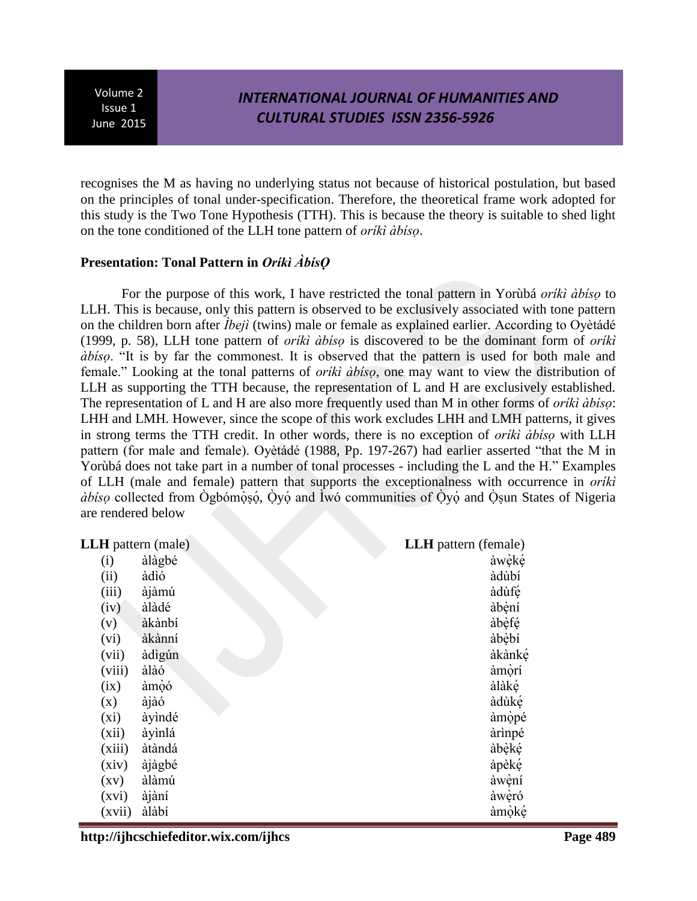recognises the M as having no underlying status not because of historical postulation, but based on the principles of tonal under-specification. Therefore, the theoretical frame work adopted for this study is the Two Tone Hypothesis (TTH). This is because the theory is suitable to shed light on the tone conditioned of the LLH tone pattern of *oríkì àbísọ*.

### Presentation: Tonal Pattern in *Oríkì ÀbísỌ*

For the purpose of this work, I have restricted the tonal pattern in Yorùbá *oríkì àbísọ* to LLH. This is because, only this pattern is observed to be exclusively associated with tone pattern on the children born after *Ìbejì* (twins) male or female as explained earlier. According to Oyètádé (1999, p. 58), LLH tone pattern of *oríkì àbísọ* is discovered to be the dominant form of *oríkì àbísọ*. "It is by far the commonest. It is observed that the pattern is used for both male and female." Looking at the tonal patterns of *oríkì àbísọ*, one may want to view the distribution of LLH as supporting the TTH because, the representation of L and H are exclusively established. The representation of L and H are also more frequently used than M in other forms of *oríkì àbísọ*: LHH and LMH. However, since the scope of this work excludes LHH and LMH patterns, it gives in strong terms the TTH credit. In other words, there is no exception of *oríkì àbísọ* with LLH pattern (for male and female). Oyètádé (1988, Pp. 197-267) had earlier asserted "that the M in Yorùbá does not take part in a number of tonal processes - including the L and the H." Examples of LLH (male and female) pattern that supports the exceptionalness with occurrence in *oríkì àbísọ* collected from Ògbómọ̀ṣọ́, Ọ̀yọ́ and Ìwó communities of Ọ̀yọ́ and Ọ̀ṣun States of Nigeria are rendered below

| | **LLH** pattern (male) | **LLH** pattern (female) |
|---|---|---|
| (i) | àlàgbé | àwẹ̀kẹ́ |
| (ii) | àdìó | àdùbí |
| (iii) | àjàmú | àdùfẹ́ |
| (iv) | àlàdé | àbẹ̀ní |
| (v) | àkànbí | àbẹ̀fẹ́ |
| (vi) | àkànní | àbẹ̀bí |
| (vii) | àdìgún | àkànkẹ́ |
| (viii) | àlàó | àmọ̀rí |
| (ix) | àmọ̀ó | àlàkẹ́ |
| (x) | àjàó | àdùkẹ́ |
| (xi) | àyìndé | àmọ̀pé |
| (xii) | àyìnlá | àrìnpé |
| (xiii) | àtàndá | àbẹ̀kẹ́ |
| (xiv) | àjàgbé | àpèkẹ́ |
| (xv) | àlàmú | àwẹ̀ní |
| (xvi) | àjàní | àwẹ̀ró |
| (xvii) | àlàbí | àmọ̀kẹ́ |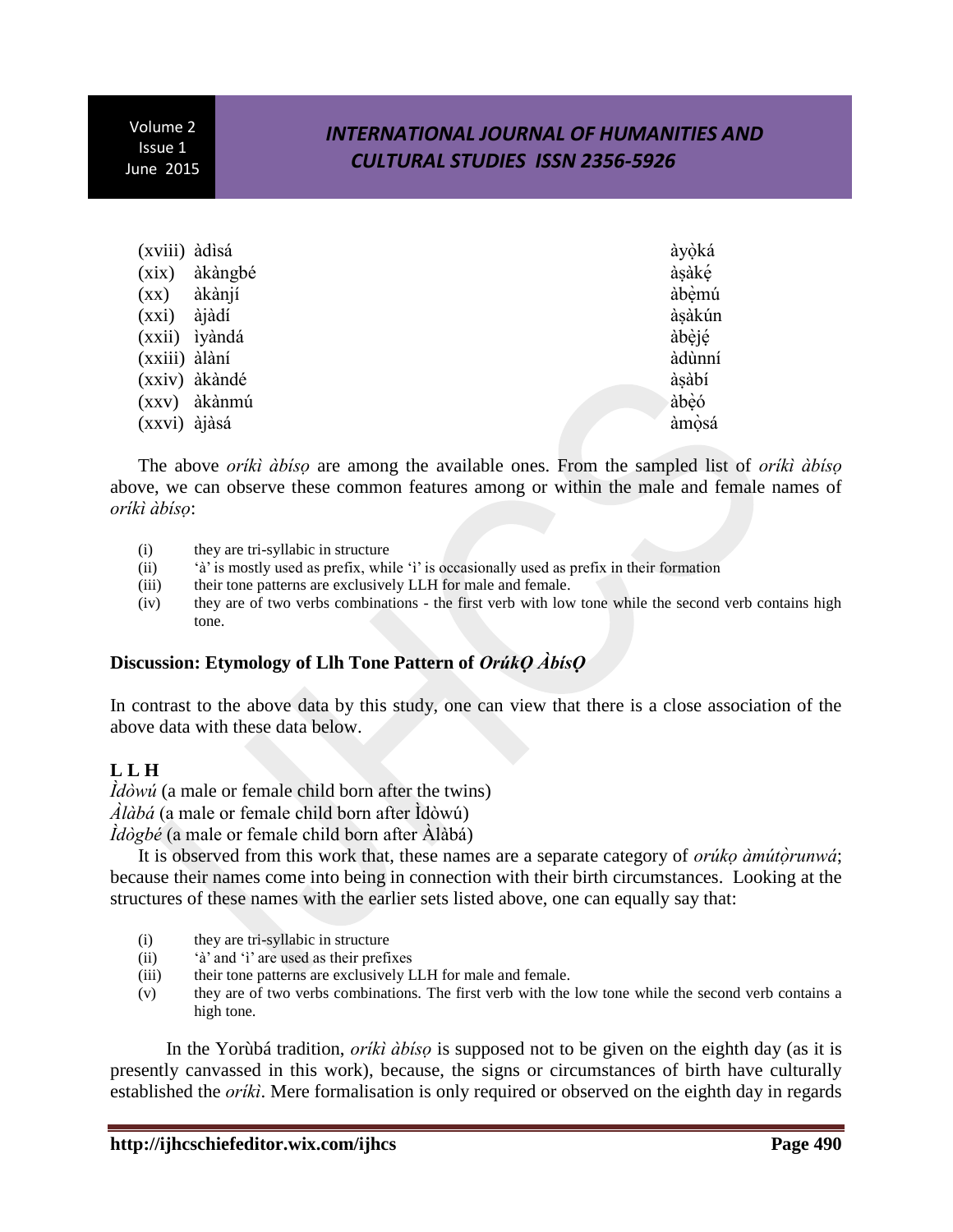| | | |
|---|---|---|
| (xviii) | àdìsá | àyọ̀ká |
| (xix) | àkàngbé | àṣàkẹ́ |
| (xx) | àkànjí | àbẹ̀mú |
| (xxi) | àjàdí | àṣàkún |
| (xxii) | ìyàndá | àbẹ̀jẹ́ |
| (xxiii) | àlàní | àdùnní |
| (xxiv) | àkàndé | àṣàbí |
| (xxv) | àkànmú | àbẹ̀ó |
| (xxvi) | àjàsá | àmọ̀sá |

The above *oríkì àbísọ* are among the available ones. From the sampled list of *oríkì àbísọ* above, we can observe these common features among or within the male and female names of *oríkì àbísọ*:

(i) they are tri-syllabic in structure
(ii) 'à' is mostly used as prefix, while 'ì' is occasionally used as prefix in their formation
(iii) their tone patterns are exclusively LLH for male and female.
(iv) they are of two verbs combinations - the first verb with low tone while the second verb contains high tone.

### Discussion: Etymology of Llh Tone Pattern of *OrúkỌ ÀbísỌ*

In contrast to the above data by this study, one can view that there is a close association of the above data with these data below.

**L L H**

*Ìdòwú* (a male or female child born after the twins)
*Àlàbá* (a male or female child born after Ìdòwú)
*Ìdògbé* (a male or female child born after Àlàbá)

It is observed from this work that, these names are a separate category of *orúkọ àmútọ̀runwá*; because their names come into being in connection with their birth circumstances. Looking at the structures of these names with the earlier sets listed above, one can equally say that:

(i) they are tri-syllabic in structure
(ii) 'à' and 'ì' are used as their prefixes
(iii) their tone patterns are exclusively LLH for male and female.
(v) they are of two verbs combinations. The first verb with the low tone while the second verb contains a high tone.

In the Yorùbá tradition, *oríkì àbísọ* is supposed not to be given on the eighth day (as it is presently canvassed in this work), because, the signs or circumstances of birth have culturally established the *oríkì*. Mere formalisation is only required or observed on the eighth day in regards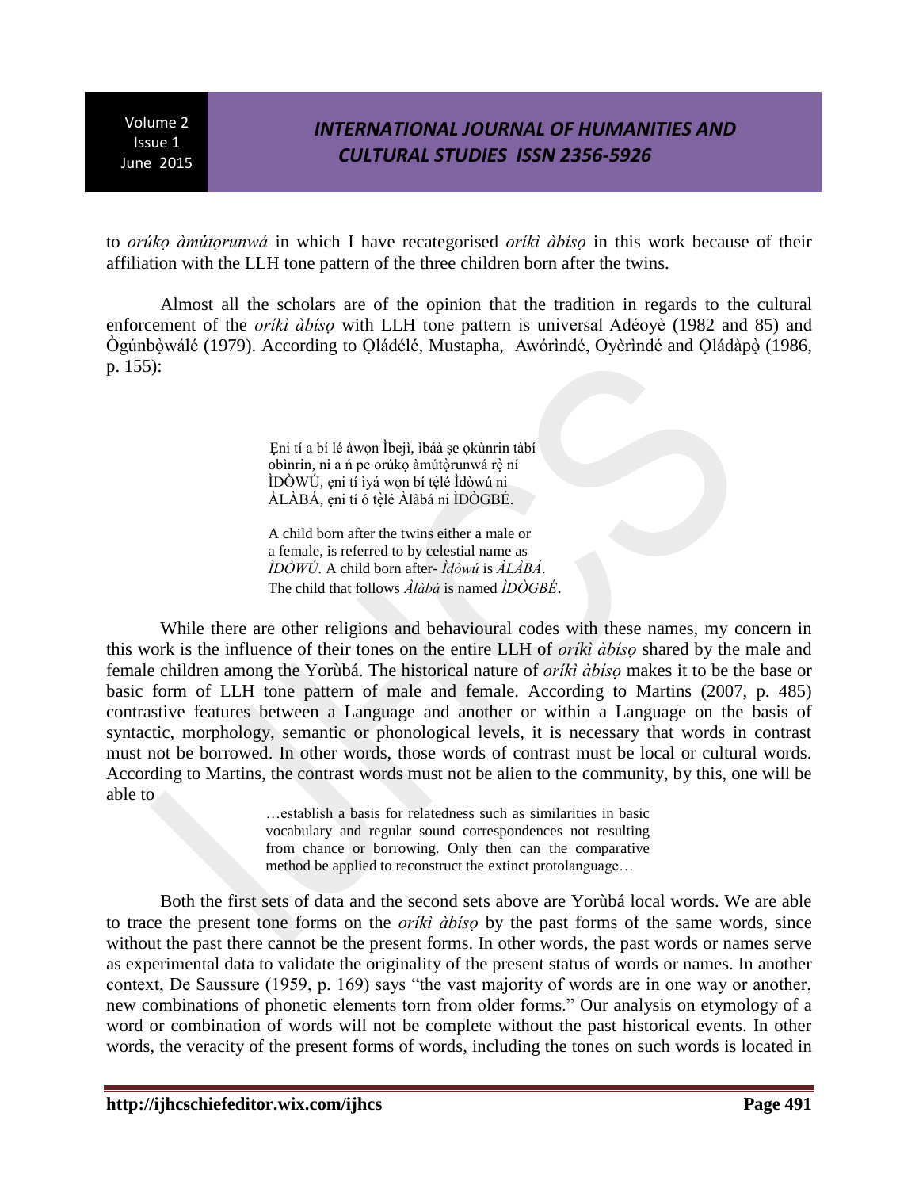to *orúkọ àmútọrunwá* in which I have recategorised *oríkì àbísọ* in this work because of their affiliation with the LLH tone pattern of the three children born after the twins.

Almost all the scholars are of the opinion that the tradition in regards to the cultural enforcement of the *oríkì àbísọ* with LLH tone pattern is universal Adéoyè (1982 and 85) and Ògúnbọ̀wálé (1979). According to Ọládélé, Mustapha, Awóríndé, Oyèrìndé and Ọládàpọ̀ (1986, p. 155):

> Ẹni tí a bí lé àwọn Ìbejì, ìbáà ṣe ọkùnrin tàbí obìnrin, ni a ń pe orúkọ àmútọ̀runwá rẹ̀ ní ÌDÒWÚ, ẹni tí ìyá wọn bí tẹ̀lé Ìdòwú ni ÀLÀBÁ, ẹni tí ó tẹ̀lé Àlàbá ni ÌDÒGBÉ.
>
> A child born after the twins either a male or a female, is referred to by celestial name as *ÌDÒWÚ*. A child born after- *Ìdòwú* is *ÀLÀBÁ*. The child that follows *Àlàbá* is named *ÌDÒGBÉ*.

While there are other religions and behavioural codes with these names, my concern in this work is the influence of their tones on the entire LLH of *oríkì àbísọ* shared by the male and female children among the Yorùbá. The historical nature of *oríkì àbísọ* makes it to be the base or basic form of LLH tone pattern of male and female. According to Martins (2007, p. 485) contrastive features between a Language and another or within a Language on the basis of syntactic, morphology, semantic or phonological levels, it is necessary that words in contrast must not be borrowed. In other words, those words of contrast must be local or cultural words. According to Martins, the contrast words must not be alien to the community, by this, one will be able to

> …establish a basis for relatedness such as similarities in basic vocabulary and regular sound correspondences not resulting from chance or borrowing. Only then can the comparative method be applied to reconstruct the extinct protolanguage…

Both the first sets of data and the second sets above are Yorùbá local words. We are able to trace the present tone forms on the *oríkì àbísọ* by the past forms of the same words, since without the past there cannot be the present forms. In other words, the past words or names serve as experimental data to validate the originality of the present status of words or names. In another context, De Saussure (1959, p. 169) says "the vast majority of words are in one way or another, new combinations of phonetic elements torn from older forms." Our analysis on etymology of a word or combination of words will not be complete without the past historical events. In other words, the veracity of the present forms of words, including the tones on such words is located in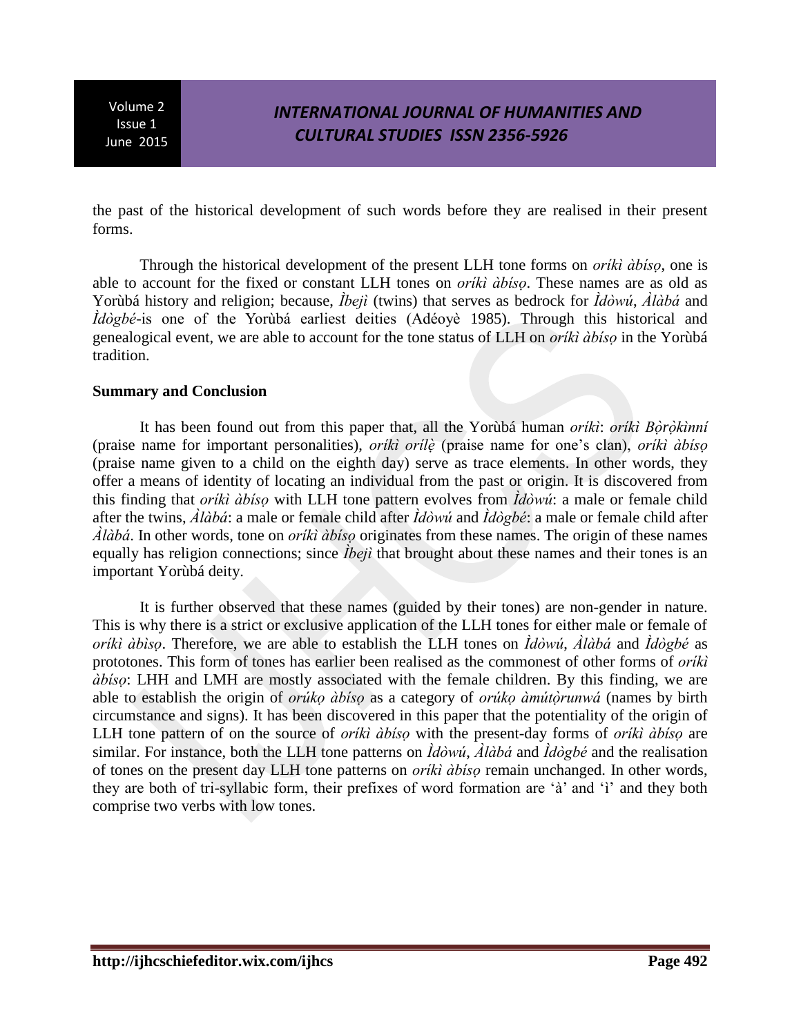the past of the historical development of such words before they are realised in their present forms.

Through the historical development of the present LLH tone forms on *oríkì àbísọ*, one is able to account for the fixed or constant LLH tones on *oríkì àbísọ*. These names are as old as Yorùbá history and religion; because, *Ìbejì* (twins) that serves as bedrock for *Ìdòwú*, *Àlàbá* and *Ìdògbé*-is one of the Yorùbá earliest deities (Adéoyè 1985). Through this historical and genealogical event, we are able to account for the tone status of LLH on *oríkì àbísọ* in the Yorùbá tradition.

**Summary and Conclusion**

It has been found out from this paper that, all the Yorùbá human *oríkì*: *oríkì Bọ̀rọ̀kìnní* (praise name for important personalities), *oríkì orílẹ̀* (praise name for one's clan), *oríkì àbísọ* (praise name given to a child on the eighth day) serve as trace elements. In other words, they offer a means of identity of locating an individual from the past or origin. It is discovered from this finding that *oríkì àbísọ* with LLH tone pattern evolves from *Ìdòwú*: a male or female child after the twins, *Àlàbá*: a male or female child after *Ìdòwú* and *Ìdògbé*: a male or female child after *Àlàbá*. In other words, tone on *oríkì àbísọ* originates from these names. The origin of these names equally has religion connections; since *Ìbejì* that brought about these names and their tones is an important Yorùbá deity.

It is further observed that these names (guided by their tones) are non-gender in nature. This is why there is a strict or exclusive application of the LLH tones for either male or female of *oríkì àbìsọ*. Therefore, we are able to establish the LLH tones on *Ìdòwú*, *Àlàbá* and *Ìdògbé* as prototones. This form of tones has earlier been realised as the commonest of other forms of *oríkì àbísọ*: LHH and LMH are mostly associated with the female children. By this finding, we are able to establish the origin of *orúkọ àbísọ* as a category of *orúkọ àmútọ̀runwá* (names by birth circumstance and signs). It has been discovered in this paper that the potentiality of the origin of LLH tone pattern of on the source of *oríkì àbísọ* with the present-day forms of *oríkì àbísọ* are similar. For instance, both the LLH tone patterns on *Ìdòwú*, *Àlàbá* and *Ìdògbé* and the realisation of tones on the present day LLH tone patterns on *oríkì àbísọ* remain unchanged. In other words, they are both of tri-syllabic form, their prefixes of word formation are 'à' and 'ì' and they both comprise two verbs with low tones.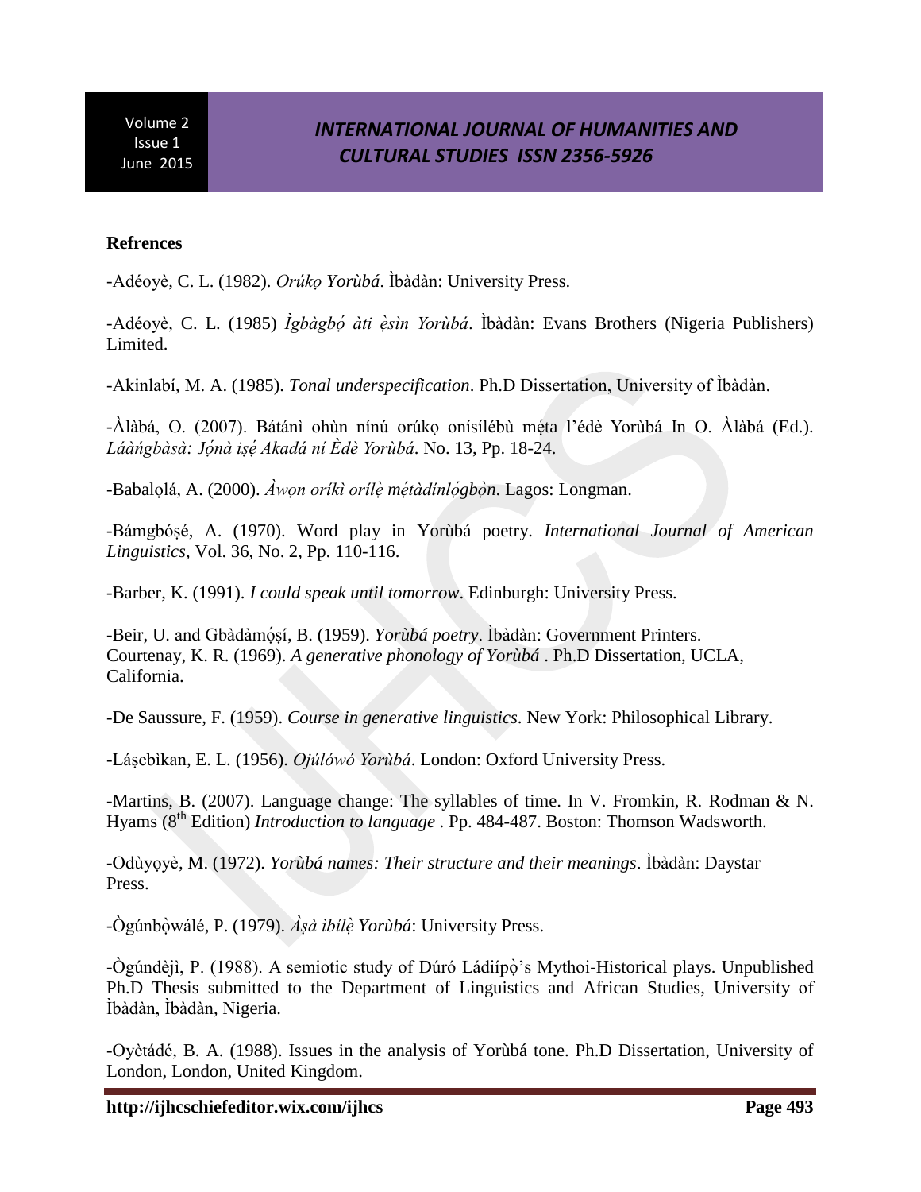**Refrences**

-Adéoyè, C. L. (1982). *Orúkọ Yorùbá*. Ìbàdàn: University Press.

-Adéoyè, C. L. (1985) *Ìgbàgbọ́ àti ẹ̀sìn Yorùbá*. Ìbàdàn: Evans Brothers (Nigeria Publishers) Limited.

-Akinlabí, M. A. (1985). *Tonal underspecification*. Ph.D Dissertation, University of Ìbàdàn.

-Àlàbá, O. (2007). Bátánì ohùn nínú orúkọ onísílébù mẹ́ta l'édè Yorùbá In O. Àlàbá (Ed.). *Láàńgbàsà: Jọ́nà iṣẹ́ Akadá ní Èdè Yorùbá*. No. 13, Pp. 18-24.

-Babalọlá, A. (2000). *Àwọn oríkì orílẹ̀ mẹ́tàdínlọ́gbọ̀n*. Lagos: Longman.

-Bámgbóṣé, A. (1970). Word play in Yorùbá poetry. *International Journal of American Linguistics*, Vol. 36, No. 2, Pp. 110-116.

-Barber, K. (1991). *I could speak until tomorrow*. Edinburgh: University Press.

-Beir, U. and Gbàdàmọ́ṣí, B. (1959). *Yorùbá poetry*. Ìbàdàn: Government Printers.
Courtenay, K. R. (1969). *A generative phonology of Yorùbá* . Ph.D Dissertation, UCLA, California.

-De Saussure, F. (1959). *Course in generative linguistics*. New York: Philosophical Library.

-Láṣebìkan, E. L. (1956). *Ojúlówó Yorùbá*. London: Oxford University Press.

-Martins, B. (2007). Language change: The syllables of time. In V. Fromkin, R. Rodman & N. Hyams (8th Edition) *Introduction to language* . Pp. 484-487. Boston: Thomson Wadsworth.

-Odùyọyè, M. (1972). *Yorùbá names: Their structure and their meanings*. Ìbàdàn: Daystar Press.

-Ògúnbọ̀wálé, P. (1979). *Àṣà ìbílẹ̀ Yorùbá*: University Press.

-Ògúndèjì, P. (1988). A semiotic study of Dúró Ládiípọ̀'s Mythoi-Historical plays. Unpublished Ph.D Thesis submitted to the Department of Linguistics and African Studies, University of Ìbàdàn, Ìbàdàn, Nigeria.

-Oyètádé, B. A. (1988). Issues in the analysis of Yorùbá tone. Ph.D Dissertation, University of London, London, United Kingdom.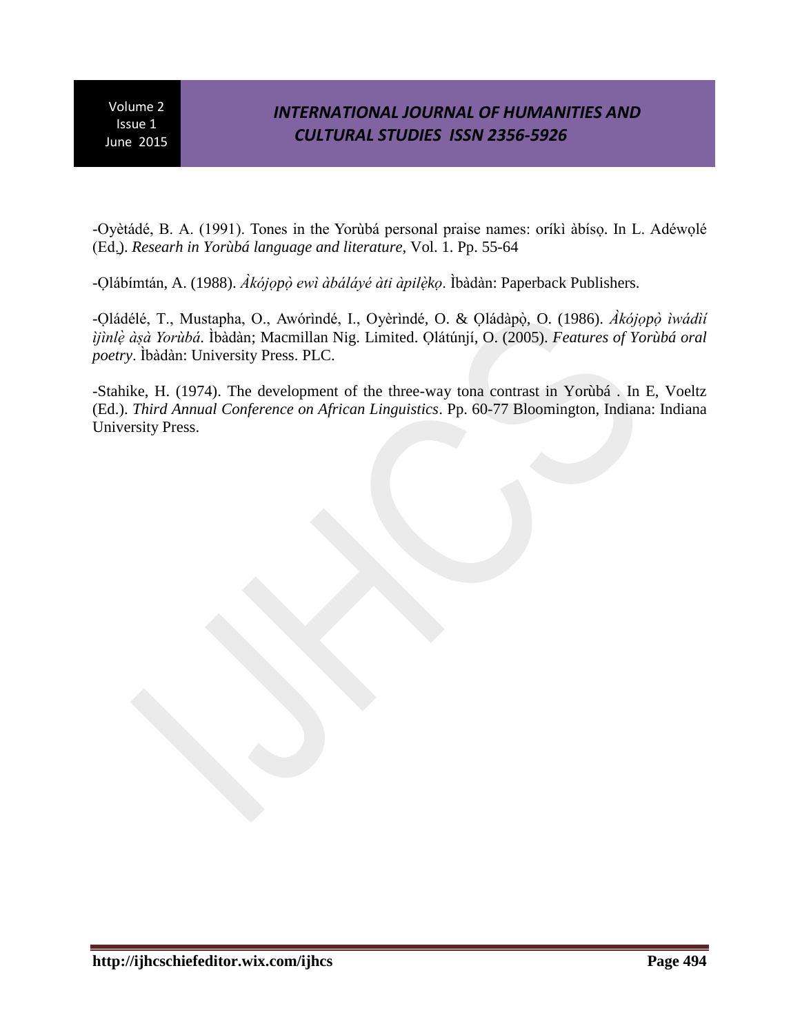-Oyètádé, B. A. (1991). Tones in the Yorùbá personal praise names: oríkì àbísọ. In L. Adéwọlé (Ed.). *Researh in Yorùbá language and literature*, Vol. 1. Pp. 55-64

-Ọlábímtán, A. (1988). *Àkójọpọ̀ ewì àbáláyé àti àpilẹ̀kọ*. Ìbàdàn: Paperback Publishers.

-Ọládélé, T., Mustapha, O., Awórìndé, I., Oyèrìndé, O. & Ọládàpọ̀, O. (1986). *Àkójọpọ̀ ìwádìí ìjìnlẹ̀ àṣà Yorùbá*. Ìbàdàn; Macmillan Nig. Limited. Ọlátúnjí, O. (2005). *Features of Yorùbá oral poetry*. Ìbàdàn: University Press. PLC.

-Stahike, H. (1974). The development of the three-way tona contrast in Yorùbá . In E, Voeltz (Ed.). *Third Annual Conference on African Linguistics*. Pp. 60-77 Bloomington, Indiana: Indiana University Press.